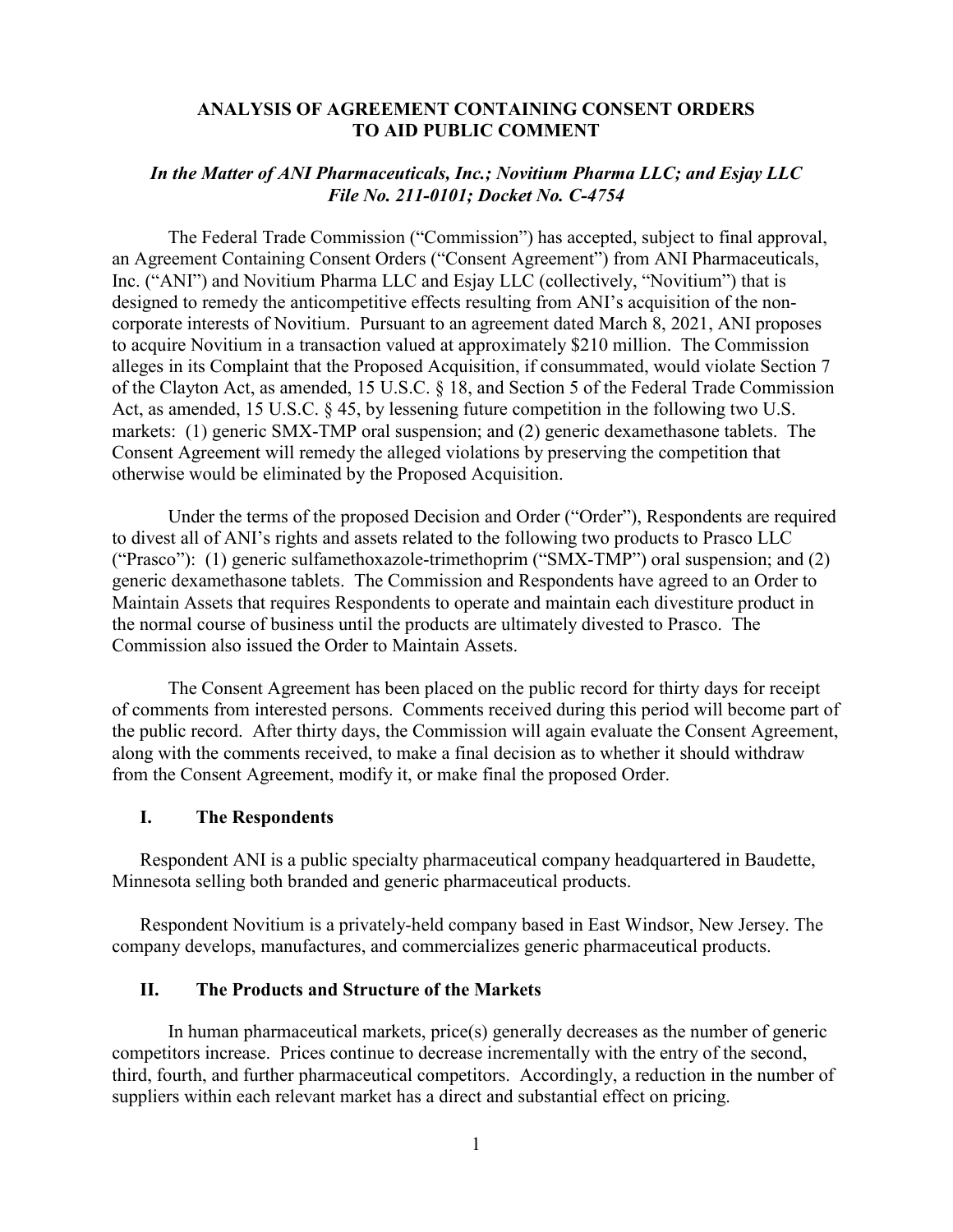# ANALYSIS OF AGREEMENT CONTAINING CONSENT ORDERS TO AID PUBLIC COMMENT

### *In the Matter of ANI Pharmaceuticals, Inc.; Novitium Pharma LLC; and Esjay LLC File No. 211-0101; Docket No. C-4754*

The Federal Trade Commission ("Commission") has accepted, subject to final approval, an Agreement Containing Consent Orders ("Consent Agreement") from ANI Pharmaceuticals, Inc. ("ANI") and Novitium Pharma LLC and Esjay LLC (collectively, "Novitium") that is designed to remedy the anticompetitive effects resulting from ANI's acquisition of the non-corporate interests of Novitium. Pursuant to an agreement dated March 8, 2021, ANI proposes to acquire Novitium in a transaction valued at approximately $210 million. The Commission alleges in its Complaint that the Proposed Acquisition, if consummated, would violate Section 7 of the Clayton Act, as amended, 15 U.S.C. § 18, and Section 5 of the Federal Trade Commission Act, as amended, 15 U.S.C. § 45, by lessening future competition in the following two U.S. markets: (1) generic SMX-TMP oral suspension; and (2) generic dexamethasone tablets. The Consent Agreement will remedy the alleged violations by preserving the competition that otherwise would be eliminated by the Proposed Acquisition.

Under the terms of the proposed Decision and Order ("Order"), Respondents are required to divest all of ANI's rights and assets related to the following two products to Prasco LLC ("Prasco"): (1) generic sulfamethoxazole-trimethoprim ("SMX-TMP") oral suspension; and (2) generic dexamethasone tablets. The Commission and Respondents have agreed to an Order to Maintain Assets that requires Respondents to operate and maintain each divestiture product in the normal course of business until the products are ultimately divested to Prasco. The Commission also issued the Order to Maintain Assets.

The Consent Agreement has been placed on the public record for thirty days for receipt of comments from interested persons. Comments received during this period will become part of the public record. After thirty days, the Commission will again evaluate the Consent Agreement, along with the comments received, to make a final decision as to whether it should withdraw from the Consent Agreement, modify it, or make final the proposed Order.

## I. The Respondents

Respondent ANI is a public specialty pharmaceutical company headquartered in Baudette, Minnesota selling both branded and generic pharmaceutical products.

Respondent Novitium is a privately-held company based in East Windsor, New Jersey. The company develops, manufactures, and commercializes generic pharmaceutical products.

## II. The Products and Structure of the Markets

In human pharmaceutical markets, price(s) generally decreases as the number of generic competitors increase. Prices continue to decrease incrementally with the entry of the second, third, fourth, and further pharmaceutical competitors. Accordingly, a reduction in the number of suppliers within each relevant market has a direct and substantial effect on pricing.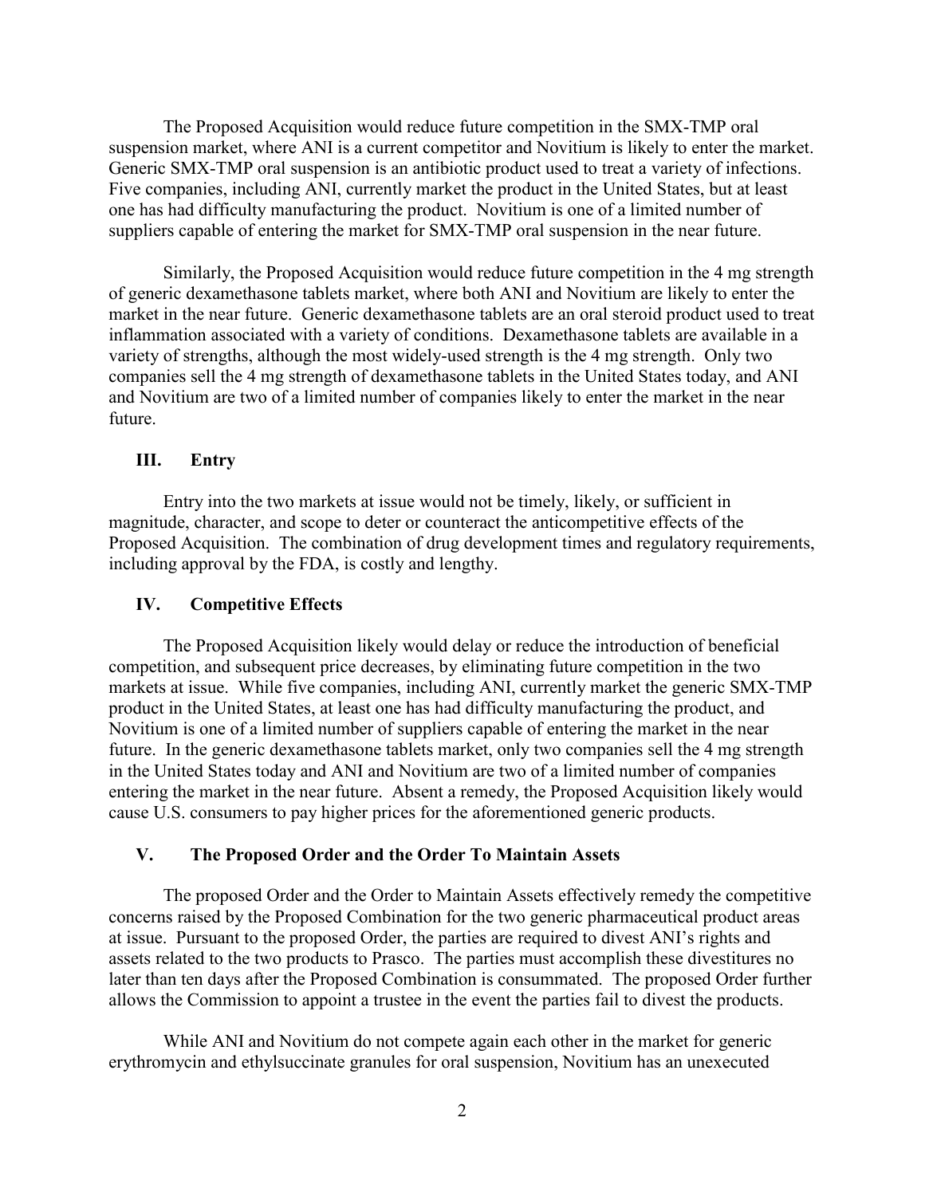The Proposed Acquisition would reduce future competition in the SMX-TMP oral suspension market, where ANI is a current competitor and Novitium is likely to enter the market. Generic SMX-TMP oral suspension is an antibiotic product used to treat a variety of infections. Five companies, including ANI, currently market the product in the United States, but at least one has had difficulty manufacturing the product. Novitium is one of a limited number of suppliers capable of entering the market for SMX-TMP oral suspension in the near future.

Similarly, the Proposed Acquisition would reduce future competition in the 4 mg strength of generic dexamethasone tablets market, where both ANI and Novitium are likely to enter the market in the near future. Generic dexamethasone tablets are an oral steroid product used to treat inflammation associated with a variety of conditions. Dexamethasone tablets are available in a variety of strengths, although the most widely-used strength is the 4 mg strength. Only two companies sell the 4 mg strength of dexamethasone tablets in the United States today, and ANI and Novitium are two of a limited number of companies likely to enter the market in the near future.

## III. Entry

Entry into the two markets at issue would not be timely, likely, or sufficient in magnitude, character, and scope to deter or counteract the anticompetitive effects of the Proposed Acquisition. The combination of drug development times and regulatory requirements, including approval by the FDA, is costly and lengthy.

## IV. Competitive Effects

The Proposed Acquisition likely would delay or reduce the introduction of beneficial competition, and subsequent price decreases, by eliminating future competition in the two markets at issue. While five companies, including ANI, currently market the generic SMX-TMP product in the United States, at least one has had difficulty manufacturing the product, and Novitium is one of a limited number of suppliers capable of entering the market in the near future. In the generic dexamethasone tablets market, only two companies sell the 4 mg strength in the United States today and ANI and Novitium are two of a limited number of companies entering the market in the near future. Absent a remedy, the Proposed Acquisition likely would cause U.S. consumers to pay higher prices for the aforementioned generic products.

## V. The Proposed Order and the Order To Maintain Assets

The proposed Order and the Order to Maintain Assets effectively remedy the competitive concerns raised by the Proposed Combination for the two generic pharmaceutical product areas at issue. Pursuant to the proposed Order, the parties are required to divest ANI's rights and assets related to the two products to Prasco. The parties must accomplish these divestitures no later than ten days after the Proposed Combination is consummated. The proposed Order further allows the Commission to appoint a trustee in the event the parties fail to divest the products.

While ANI and Novitium do not compete again each other in the market for generic erythromycin and ethylsuccinate granules for oral suspension, Novitium has an unexecuted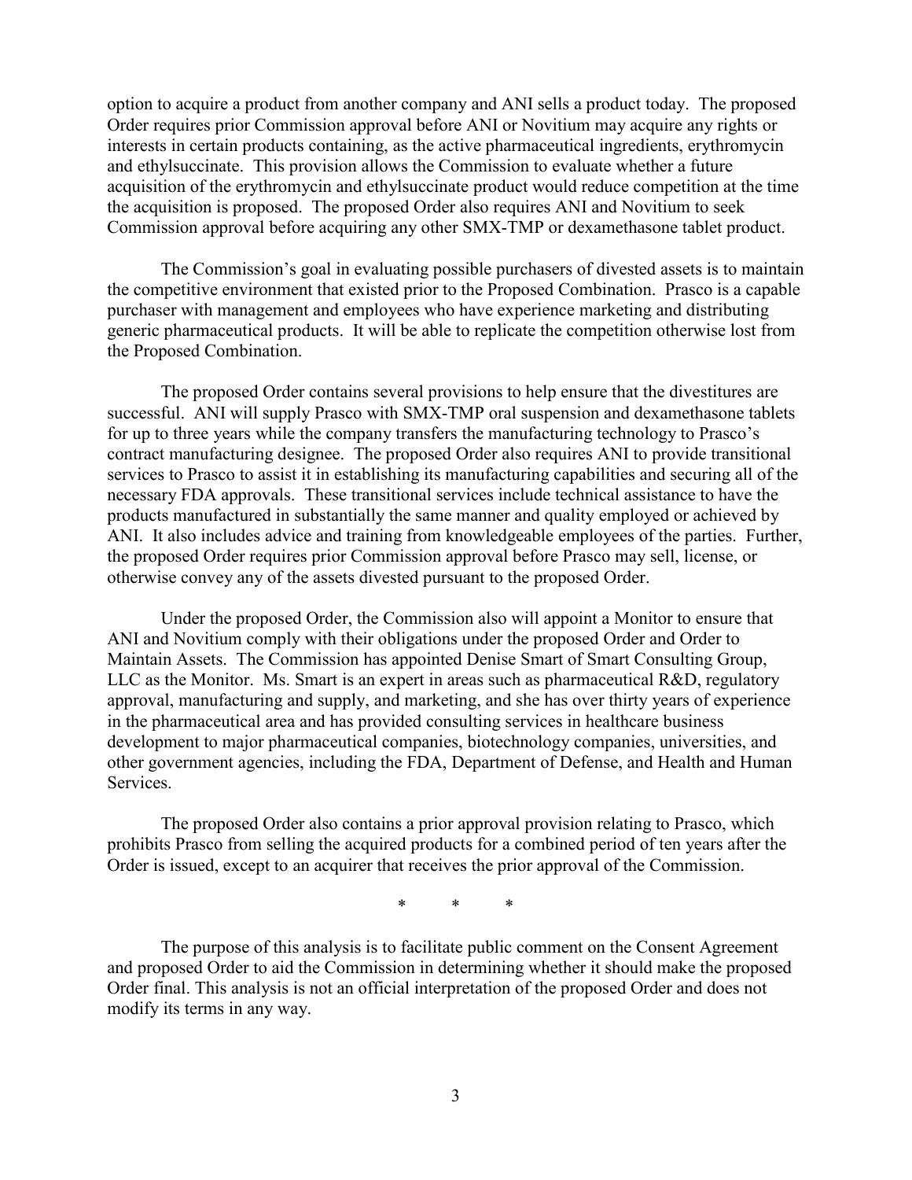option to acquire a product from another company and ANI sells a product today. The proposed Order requires prior Commission approval before ANI or Novitium may acquire any rights or interests in certain products containing, as the active pharmaceutical ingredients, erythromycin and ethylsuccinate. This provision allows the Commission to evaluate whether a future acquisition of the erythromycin and ethylsuccinate product would reduce competition at the time the acquisition is proposed. The proposed Order also requires ANI and Novitium to seek Commission approval before acquiring any other SMX-TMP or dexamethasone tablet product.

The Commission's goal in evaluating possible purchasers of divested assets is to maintain the competitive environment that existed prior to the Proposed Combination. Prasco is a capable purchaser with management and employees who have experience marketing and distributing generic pharmaceutical products. It will be able to replicate the competition otherwise lost from the Proposed Combination.

The proposed Order contains several provisions to help ensure that the divestitures are successful. ANI will supply Prasco with SMX-TMP oral suspension and dexamethasone tablets for up to three years while the company transfers the manufacturing technology to Prasco's contract manufacturing designee. The proposed Order also requires ANI to provide transitional services to Prasco to assist it in establishing its manufacturing capabilities and securing all of the necessary FDA approvals. These transitional services include technical assistance to have the products manufactured in substantially the same manner and quality employed or achieved by ANI. It also includes advice and training from knowledgeable employees of the parties. Further, the proposed Order requires prior Commission approval before Prasco may sell, license, or otherwise convey any of the assets divested pursuant to the proposed Order.

Under the proposed Order, the Commission also will appoint a Monitor to ensure that ANI and Novitium comply with their obligations under the proposed Order and Order to Maintain Assets. The Commission has appointed Denise Smart of Smart Consulting Group, LLC as the Monitor. Ms. Smart is an expert in areas such as pharmaceutical R&D, regulatory approval, manufacturing and supply, and marketing, and she has over thirty years of experience in the pharmaceutical area and has provided consulting services in healthcare business development to major pharmaceutical companies, biotechnology companies, universities, and other government agencies, including the FDA, Department of Defense, and Health and Human Services.

The proposed Order also contains a prior approval provision relating to Prasco, which prohibits Prasco from selling the acquired products for a combined period of ten years after the Order is issued, except to an acquirer that receives the prior approval of the Commission.

\* \* \*

The purpose of this analysis is to facilitate public comment on the Consent Agreement and proposed Order to aid the Commission in determining whether it should make the proposed Order final. This analysis is not an official interpretation of the proposed Order and does not modify its terms in any way.